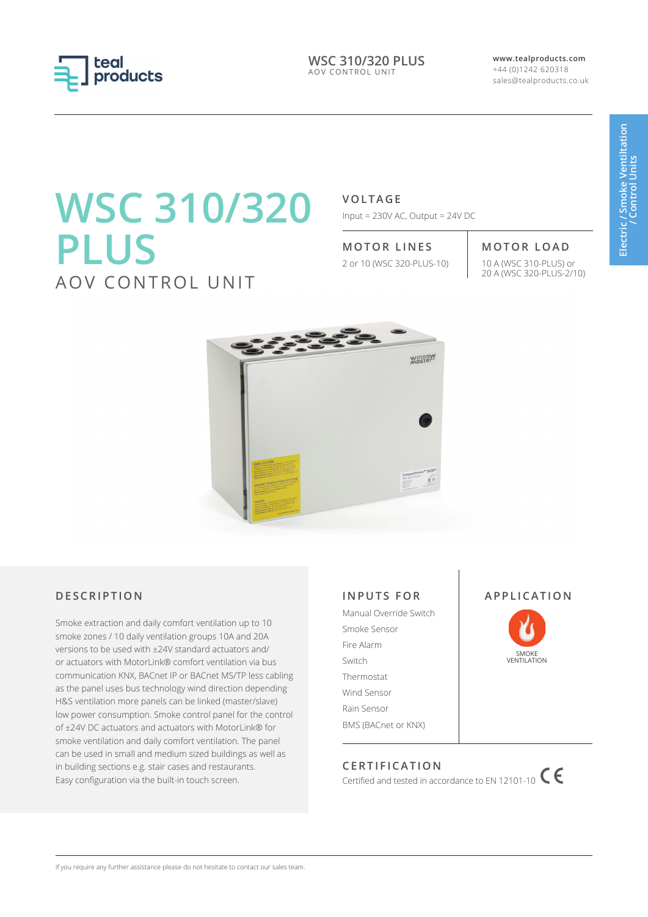# WSC 310/320 PLUS

## AOV CONTROL UNIT

### VOLTAGE

Input = 230V AC, Output = 24V DC

### MOTOR LINES

2 or 10 (WSC 320-PLUS-10)

### MOTOR LOAD

10 A (WSC 310-PLUS) or
20 A (WSC 320-PLUS-2/10)

Electric / Smoke Ventiltation / Control Units

### DESCRIPTION

Smoke extraction and daily comfort ventilation up to 10 smoke zones / 10 daily ventilation groups 10A and 20A versions to be used with ±24V standard actuators and/or actuators with MotorLink® comfort ventilation via bus communication KNX, BACnet IP or BACnet MS/TP less cabling as the panel uses bus technology wind direction depending H&S ventilation more panels can be linked (master/slave) low power consumption. Smoke control panel for the control of ±24V DC actuators and actuators with MotorLink® for smoke ventilation and daily comfort ventilation. The panel can be used in small and medium sized buildings as well as in building sections e.g. stair cases and restaurants. Easy configuration via the built-in touch screen.

### INPUTS FOR

- Manual Override Switch
- Smoke Sensor
- Fire Alarm
- Switch
- Thermostat
- Wind Sensor
- Rain Sensor
- BMS (BACnet or KNX)

### APPLICATION

SMOKE VENTILATION

### CERTIFICATION

Certified and tested in accordance to EN 12101-10 CE

If you require any further assistance please do not hesitate to contact our sales team.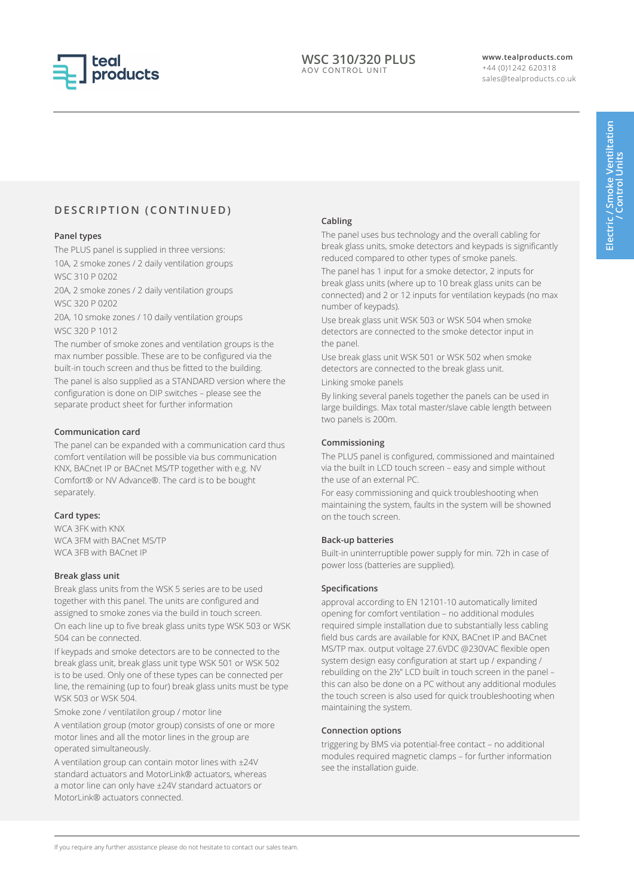## DESCRIPTION (CONTINUED)

### Panel types

The PLUS panel is supplied in three versions:

10A, 2 smoke zones / 2 daily ventilation groups

WSC 310 P 0202

20A, 2 smoke zones / 2 daily ventilation groups

WSC 320 P 0202

20A, 10 smoke zones / 10 daily ventilation groups

WSC 320 P 1012

The number of smoke zones and ventilation groups is the max number possible. These are to be configured via the built-in touch screen and thus be fitted to the building.

The panel is also supplied as a STANDARD version where the configuration is done on DIP switches – please see the separate product sheet for further information

### Communication card

The panel can be expanded with a communication card thus comfort ventilation will be possible via bus communication KNX, BACnet IP or BACnet MS/TP together with e.g. NV Comfort® or NV Advance®. The card is to be bought separately.

### Card types:

WCA 3FK with KNX

WCA 3FM with BACnet MS/TP

WCA 3FB with BACnet IP

### Break glass unit

Break glass units from the WSK 5 series are to be used together with this panel. The units are configured and assigned to smoke zones via the build in touch screen.

On each line up to five break glass units type WSK 503 or WSK 504 can be connected.

If keypads and smoke detectors are to be connected to the break glass unit, break glass unit type WSK 501 or WSK 502 is to be used. Only one of these types can be connected per line, the remaining (up to four) break glass units must be type WSK 503 or WSK 504.

Smoke zone / ventilatilon group / motor line

A ventilation group (motor group) consists of one or more motor lines and all the motor lines in the group are operated simultaneously.

A ventilation group can contain motor lines with ±24V standard actuators and MotorLink® actuators, whereas a motor line can only have ±24V standard actuators or MotorLink® actuators connected.

### Cabling

The panel uses bus technology and the overall cabling for break glass units, smoke detectors and keypads is significantly reduced compared to other types of smoke panels.

The panel has 1 input for a smoke detector, 2 inputs for break glass units (where up to 10 break glass units can be connected) and 2 or 12 inputs for ventilation keypads (no max number of keypads).

Use break glass unit WSK 503 or WSK 504 when smoke detectors are connected to the smoke detector input in the panel.

Use break glass unit WSK 501 or WSK 502 when smoke detectors are connected to the break glass unit.

Linking smoke panels

By linking several panels together the panels can be used in large buildings. Max total master/slave cable length between two panels is 200m.

### Commissioning

The PLUS panel is configured, commissioned and maintained via the built in LCD touch screen – easy and simple without the use of an external PC.

For easy commissioning and quick troubleshooting when maintaining the system, faults in the system will be showned on the touch screen.

### Back-up batteries

Built-in uninterruptible power supply for min. 72h in case of power loss (batteries are supplied).

### Specifications

approval according to EN 12101-10 automatically limited opening for comfort ventilation – no additional modules required simple installation due to substantially less cabling field bus cards are available for KNX, BACnet IP and BACnet MS/TP max. output voltage 27.6VDC @230VAC flexible open system design easy configuration at start up / expanding / rebuilding on the 2½" LCD built in touch screen in the panel – this can also be done on a PC without any additional modules the touch screen is also used for quick troubleshooting when maintaining the system.

### Connection options

triggering by BMS via potential-free contact – no additional modules required magnetic clamps – for further information see the installation guide.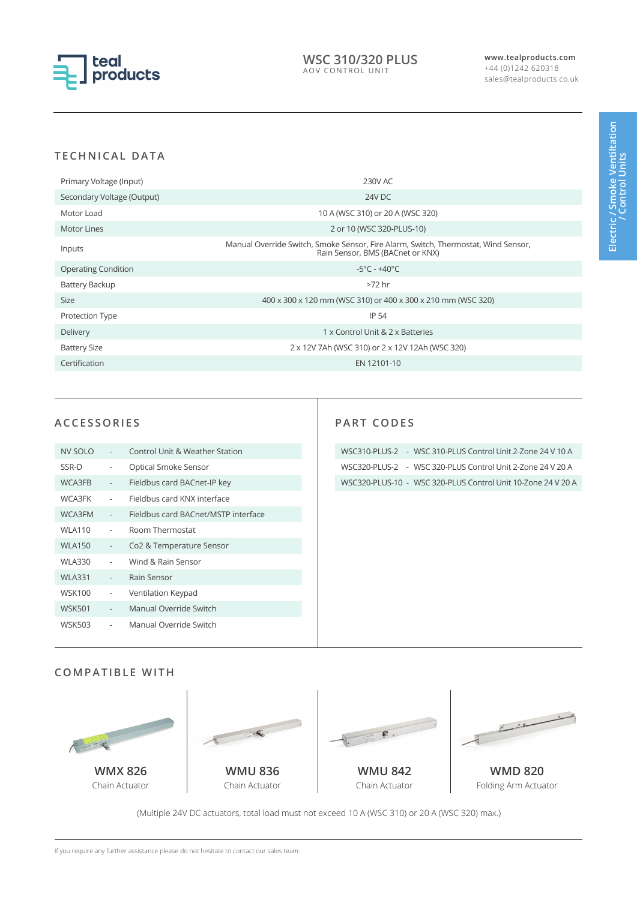# WSC 310/320 PLUS

AOV CONTROL UNIT

www.tealproducts.com
+44 (0)1242 620318
sales@tealproducts.co.uk

Electric / Smoke Ventiltation / Control Units

## TECHNICAL DATA

| | |
|---|---|
| Primary Voltage (Input) | 230V AC |
| Secondary Voltage (Output) | 24V DC |
| Motor Load | 10 A (WSC 310) or 20 A (WSC 320) |
| Motor Lines | 2 or 10 (WSC 320-PLUS-10) |
| Inputs | Manual Override Switch, Smoke Sensor, Fire Alarm, Switch, Thermostat, Wind Sensor, Rain Sensor, BMS (BACnet or KNX) |
| Operating Condition | -5°C - +40°C |
| Battery Backup | >72 hr |
| Size | 400 x 300 x 120 mm (WSC 310) or 400 x 300 x 210 mm (WSC 320) |
| Protection Type | IP 54 |
| Delivery | 1 x Control Unit & 2 x Batteries |
| Battery Size | 2 x 12V 7Ah (WSC 310) or 2 x 12V 12Ah (WSC 320) |
| Certification | EN 12101-10 |

## ACCESSORIES

| | | |
|---|---|---|
| NV SOLO | - | Control Unit & Weather Station |
| SSR-D | - | Optical Smoke Sensor |
| WCA3FB | - | Fieldbus card BACnet-IP key |
| WCA3FK | - | Fieldbus card KNX interface |
| WCA3FM | - | Fieldbus card BACnet/MSTP interface |
| WLA110 | - | Room Thermostat |
| WLA150 | - | Co2 & Temperature Sensor |
| WLA330 | - | Wind & Rain Sensor |
| WLA331 | - | Rain Sensor |
| WSK100 | - | Ventilation Keypad |
| WSK501 | - | Manual Override Switch |
| WSK503 | - | Manual Override Switch |

## PART CODES

| | | |
|---|---|---|
| WSC310-PLUS-2 | - | WSC 310-PLUS Control Unit 2-Zone 24 V 10 A |
| WSC320-PLUS-2 | - | WSC 320-PLUS Control Unit 2-Zone 24 V 20 A |
| WSC320-PLUS-10 | - | WSC 320-PLUS Control Unit 10-Zone 24 V 20 A |

## COMPATIBLE WITH

**WMX 826**
Chain Actuator

**WMU 836**
Chain Actuator

**WMU 842**
Chain Actuator

**WMD 820**
Folding Arm Actuator

(Multiple 24V DC actuators, total load must not exceed 10 A (WSC 310) or 20 A (WSC 320) max.)

If you require any further assistance please do not hesitate to contact our sales team.